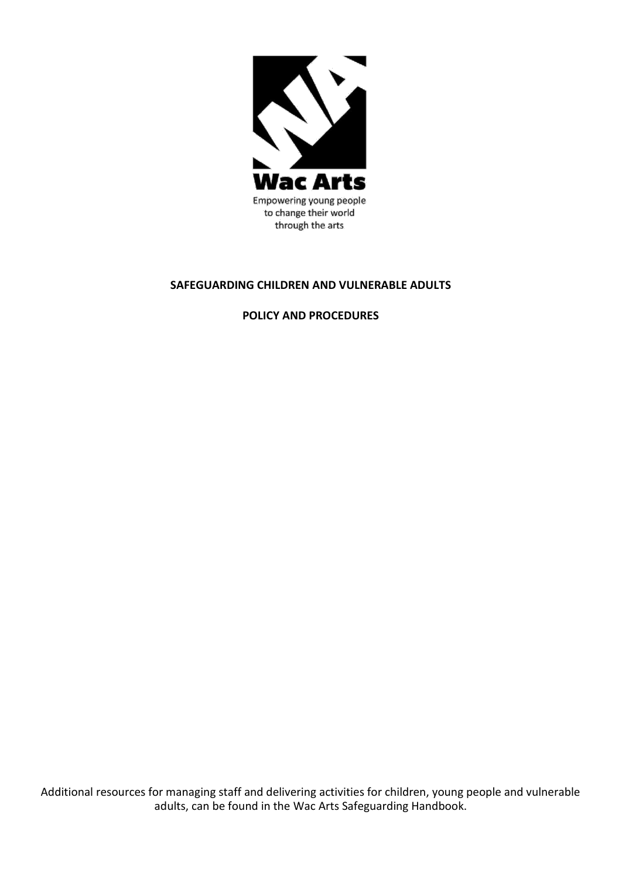Wac Arts

Empowering young people to change their world through the arts

# SAFEGUARDING CHILDREN AND VULNERABLE ADULTS

## POLICY AND PROCEDURES

Additional resources for managing staff and delivering activities for children, young people and vulnerable adults, can be found in the Wac Arts Safeguarding Handbook.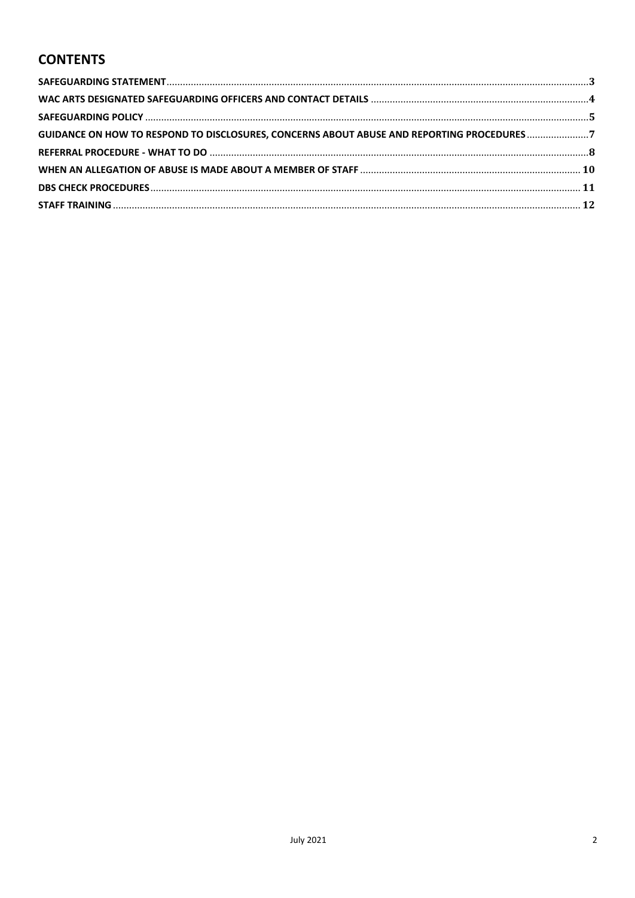## CONTENTS

- SAFEGUARDING STATEMENT ..... 3
- WAC ARTS DESIGNATED SAFEGUARDING OFFICERS AND CONTACT DETAILS ..... 4
- SAFEGUARDING POLICY ..... 5
- GUIDANCE ON HOW TO RESPOND TO DISCLOSURES, CONCERNS ABOUT ABUSE AND REPORTING PROCEDURES ..... 7
- REFERRAL PROCEDURE - WHAT TO DO ..... 8
- WHEN AN ALLEGATION OF ABUSE IS MADE ABOUT A MEMBER OF STAFF ..... 10
- DBS CHECK PROCEDURES ..... 11
- STAFF TRAINING ..... 12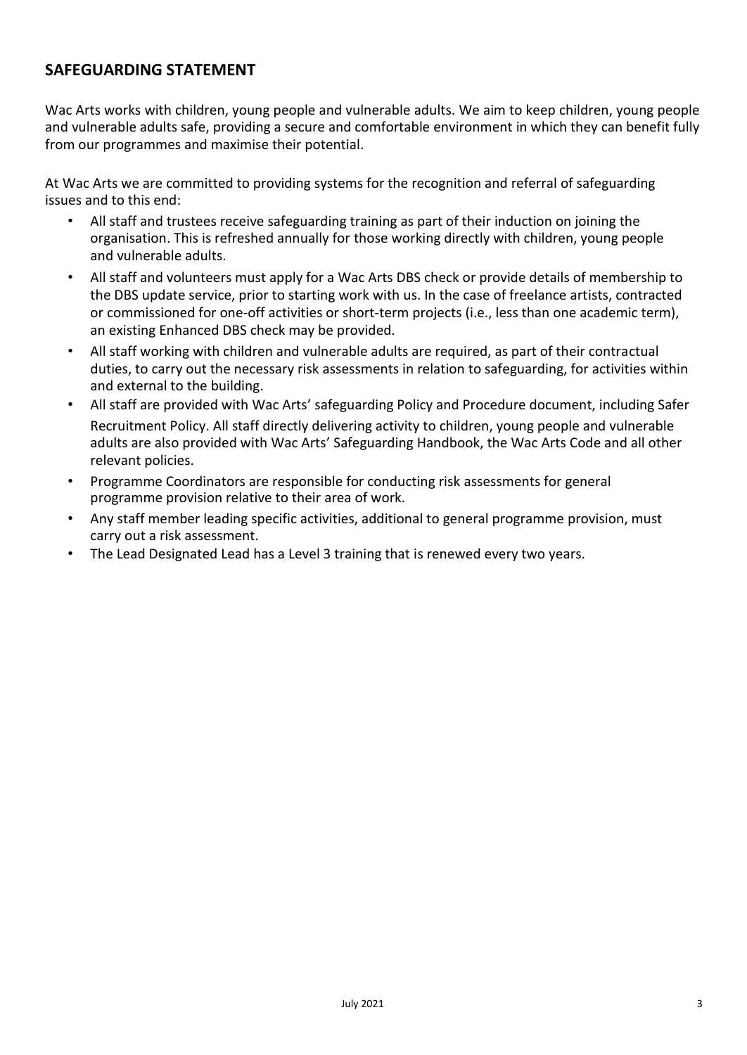## SAFEGUARDING STATEMENT

Wac Arts works with children, young people and vulnerable adults. We aim to keep children, young people and vulnerable adults safe, providing a secure and comfortable environment in which they can benefit fully from our programmes and maximise their potential.

At Wac Arts we are committed to providing systems for the recognition and referral of safeguarding issues and to this end:

- All staff and trustees receive safeguarding training as part of their induction on joining the organisation. This is refreshed annually for those working directly with children, young people and vulnerable adults.
- All staff and volunteers must apply for a Wac Arts DBS check or provide details of membership to the DBS update service, prior to starting work with us. In the case of freelance artists, contracted or commissioned for one-off activities or short-term projects (i.e., less than one academic term), an existing Enhanced DBS check may be provided.
- All staff working with children and vulnerable adults are required, as part of their contractual duties, to carry out the necessary risk assessments in relation to safeguarding, for activities within and external to the building.
- All staff are provided with Wac Arts' safeguarding Policy and Procedure document, including Safer Recruitment Policy. All staff directly delivering activity to children, young people and vulnerable adults are also provided with Wac Arts' Safeguarding Handbook, the Wac Arts Code and all other relevant policies.
- Programme Coordinators are responsible for conducting risk assessments for general programme provision relative to their area of work.
- Any staff member leading specific activities, additional to general programme provision, must carry out a risk assessment.
- The Lead Designated Lead has a Level 3 training that is renewed every two years.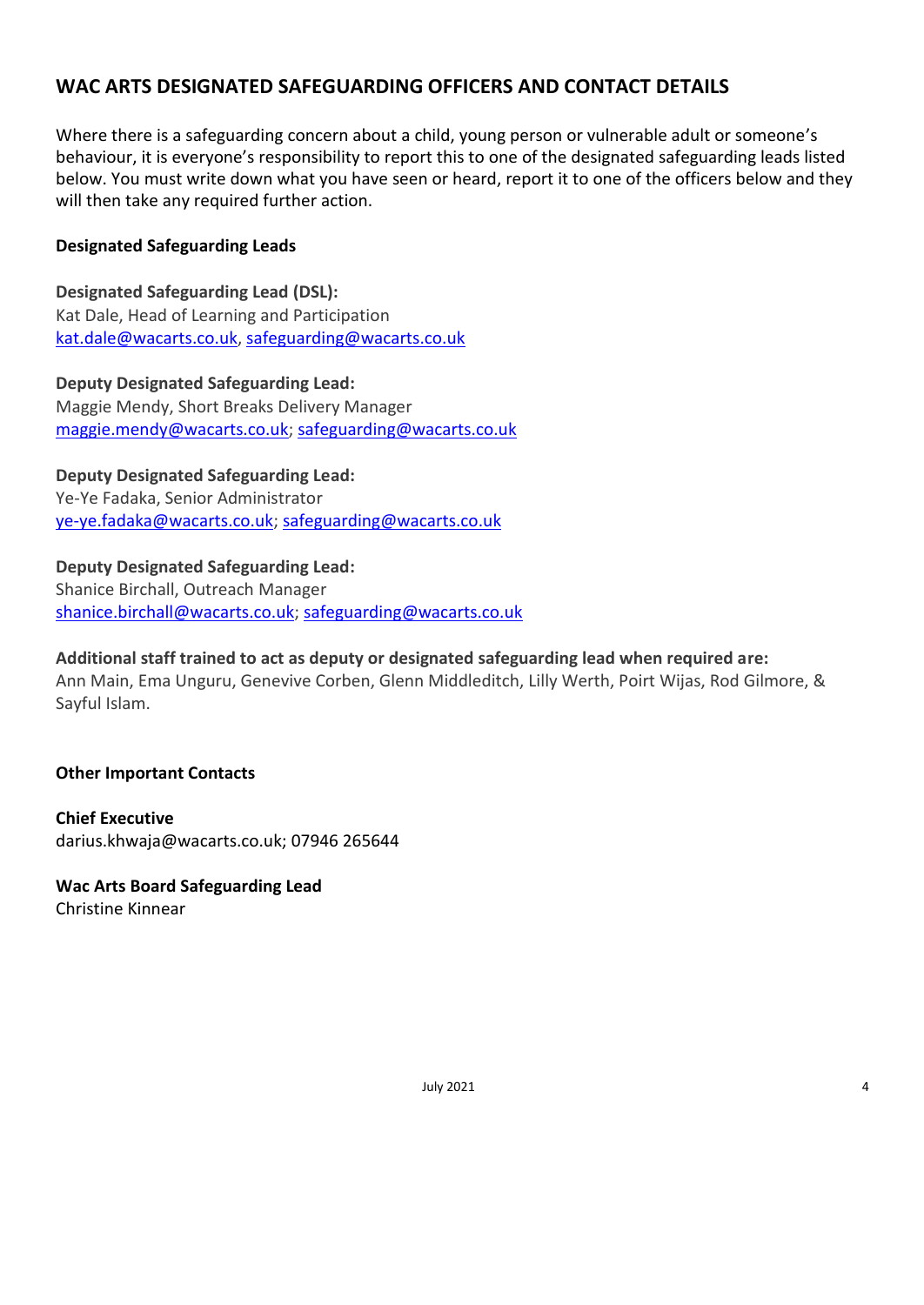## WAC ARTS DESIGNATED SAFEGUARDING OFFICERS AND CONTACT DETAILS

Where there is a safeguarding concern about a child, young person or vulnerable adult or someone's behaviour, it is everyone's responsibility to report this to one of the designated safeguarding leads listed below. You must write down what you have seen or heard, report it to one of the officers below and they will then take any required further action.

**Designated Safeguarding Leads**

**Designated Safeguarding Lead (DSL):**
Kat Dale, Head of Learning and Participation
kat.dale@wacarts.co.uk, safeguarding@wacarts.co.uk

**Deputy Designated Safeguarding Lead:**
Maggie Mendy, Short Breaks Delivery Manager
maggie.mendy@wacarts.co.uk; safeguarding@wacarts.co.uk

**Deputy Designated Safeguarding Lead:**
Ye-Ye Fadaka, Senior Administrator
ye-ye.fadaka@wacarts.co.uk; safeguarding@wacarts.co.uk

**Deputy Designated Safeguarding Lead:**
Shanice Birchall, Outreach Manager
shanice.birchall@wacarts.co.uk; safeguarding@wacarts.co.uk

**Additional staff trained to act as deputy or designated safeguarding lead when required are:**
Ann Main, Ema Unguru, Genevive Corben, Glenn Middleditch, Lilly Werth, Poirt Wijas, Rod Gilmore, & Sayful Islam.

**Other Important Contacts**

**Chief Executive**
darius.khwaja@wacarts.co.uk; 07946 265644

**Wac Arts Board Safeguarding Lead**
Christine Kinnear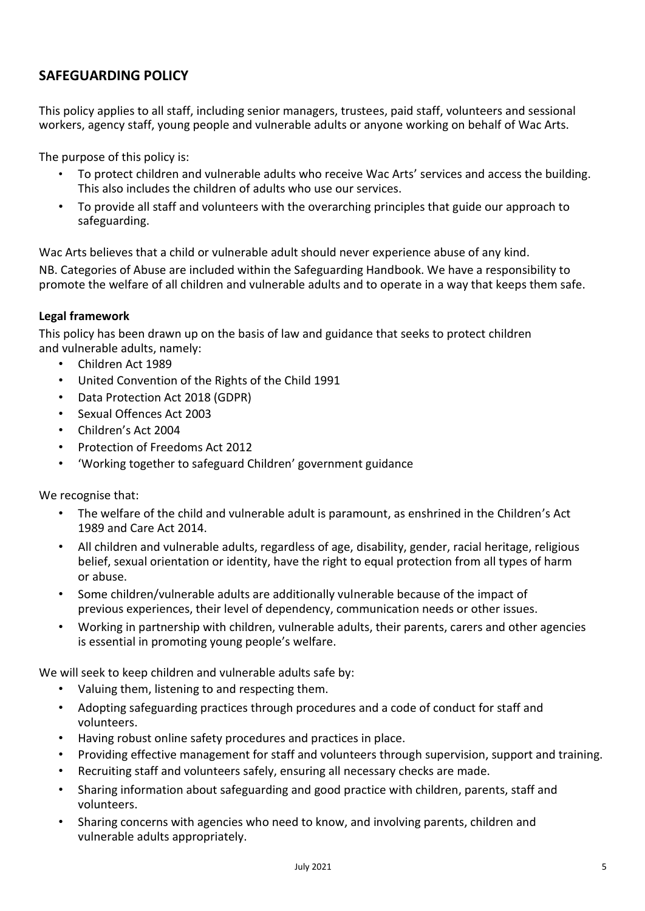## SAFEGUARDING POLICY

This policy applies to all staff, including senior managers, trustees, paid staff, volunteers and sessional workers, agency staff, young people and vulnerable adults or anyone working on behalf of Wac Arts.

The purpose of this policy is:

- To protect children and vulnerable adults who receive Wac Arts' services and access the building. This also includes the children of adults who use our services.
- To provide all staff and volunteers with the overarching principles that guide our approach to safeguarding.

Wac Arts believes that a child or vulnerable adult should never experience abuse of any kind.

NB. Categories of Abuse are included within the Safeguarding Handbook. We have a responsibility to promote the welfare of all children and vulnerable adults and to operate in a way that keeps them safe.

**Legal framework**

This policy has been drawn up on the basis of law and guidance that seeks to protect children and vulnerable adults, namely:

- Children Act 1989
- United Convention of the Rights of the Child 1991
- Data Protection Act 2018 (GDPR)
- Sexual Offences Act 2003
- Children's Act 2004
- Protection of Freedoms Act 2012
- 'Working together to safeguard Children' government guidance

We recognise that:

- The welfare of the child and vulnerable adult is paramount, as enshrined in the Children's Act 1989 and Care Act 2014.
- All children and vulnerable adults, regardless of age, disability, gender, racial heritage, religious belief, sexual orientation or identity, have the right to equal protection from all types of harm or abuse.
- Some children/vulnerable adults are additionally vulnerable because of the impact of previous experiences, their level of dependency, communication needs or other issues.
- Working in partnership with children, vulnerable adults, their parents, carers and other agencies is essential in promoting young people's welfare.

We will seek to keep children and vulnerable adults safe by:

- Valuing them, listening to and respecting them.
- Adopting safeguarding practices through procedures and a code of conduct for staff and volunteers.
- Having robust online safety procedures and practices in place.
- Providing effective management for staff and volunteers through supervision, support and training.
- Recruiting staff and volunteers safely, ensuring all necessary checks are made.
- Sharing information about safeguarding and good practice with children, parents, staff and volunteers.
- Sharing concerns with agencies who need to know, and involving parents, children and vulnerable adults appropriately.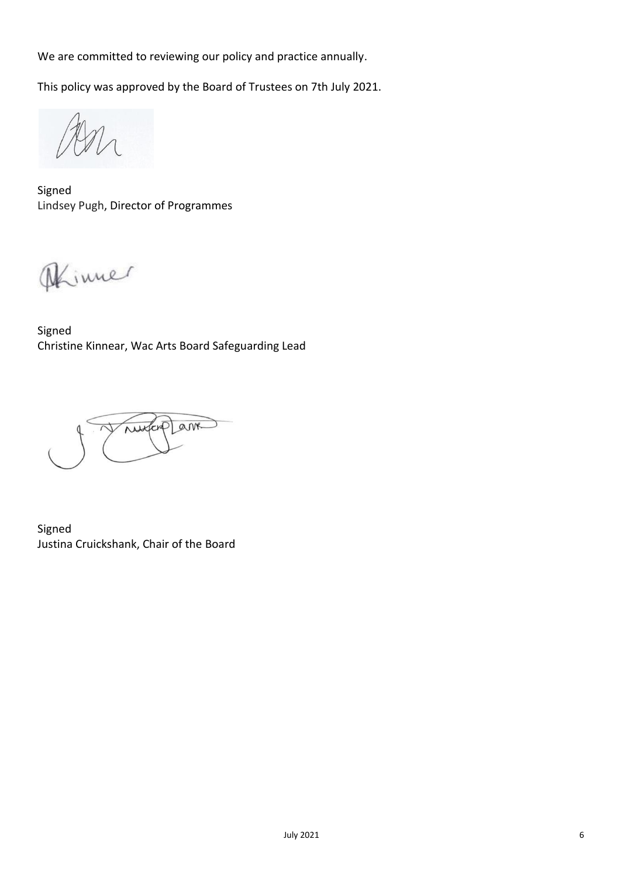We are committed to reviewing our policy and practice annually.

This policy was approved by the Board of Trustees on 7th July 2021.

Signed
Lindsey Pugh, Director of Programmes

Signed
Christine Kinnear, Wac Arts Board Safeguarding Lead

Signed
Justina Cruickshank, Chair of the Board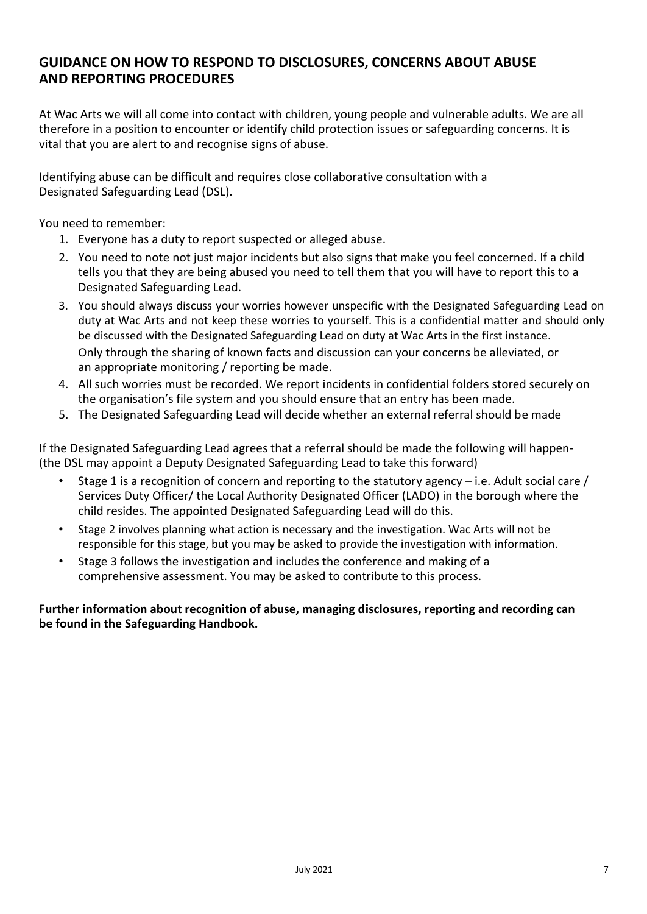## GUIDANCE ON HOW TO RESPOND TO DISCLOSURES, CONCERNS ABOUT ABUSE AND REPORTING PROCEDURES

At Wac Arts we will all come into contact with children, young people and vulnerable adults. We are all therefore in a position to encounter or identify child protection issues or safeguarding concerns. It is vital that you are alert to and recognise signs of abuse.

Identifying abuse can be difficult and requires close collaborative consultation with a Designated Safeguarding Lead (DSL).

You need to remember:

1. Everyone has a duty to report suspected or alleged abuse.
2. You need to note not just major incidents but also signs that make you feel concerned. If a child tells you that they are being abused you need to tell them that you will have to report this to a Designated Safeguarding Lead.
3. You should always discuss your worries however unspecific with the Designated Safeguarding Lead on duty at Wac Arts and not keep these worries to yourself. This is a confidential matter and should only be discussed with the Designated Safeguarding Lead on duty at Wac Arts in the first instance. Only through the sharing of known facts and discussion can your concerns be alleviated, or an appropriate monitoring / reporting be made.
4. All such worries must be recorded. We report incidents in confidential folders stored securely on the organisation's file system and you should ensure that an entry has been made.
5. The Designated Safeguarding Lead will decide whether an external referral should be made

If the Designated Safeguarding Lead agrees that a referral should be made the following will happen- (the DSL may appoint a Deputy Designated Safeguarding Lead to take this forward)

- Stage 1 is a recognition of concern and reporting to the statutory agency – i.e. Adult social care / Services Duty Officer/ the Local Authority Designated Officer (LADO) in the borough where the child resides. The appointed Designated Safeguarding Lead will do this.
- Stage 2 involves planning what action is necessary and the investigation. Wac Arts will not be responsible for this stage, but you may be asked to provide the investigation with information.
- Stage 3 follows the investigation and includes the conference and making of a comprehensive assessment. You may be asked to contribute to this process.

**Further information about recognition of abuse, managing disclosures, reporting and recording can be found in the Safeguarding Handbook.**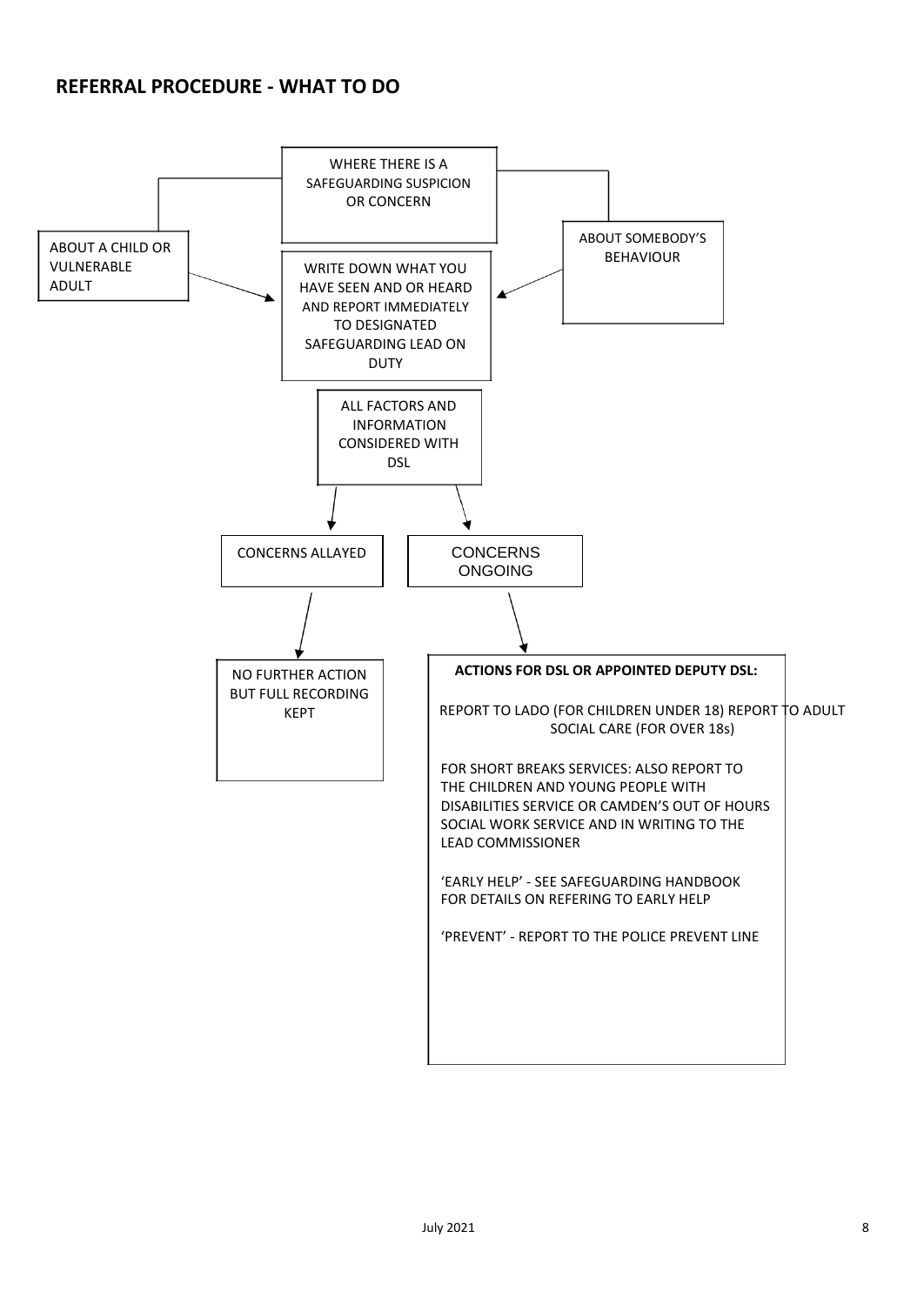## REFERRAL PROCEDURE - WHAT TO DO

WHERE THERE IS A SAFEGUARDING SUSPICION OR CONCERN

ABOUT A CHILD OR VULNERABLE ADULT

ABOUT SOMEBODY'S BEHAVIOUR

WRITE DOWN WHAT YOU HAVE SEEN AND OR HEARD AND REPORT IMMEDIATELY TO DESIGNATED SAFEGUARDING LEAD ON DUTY

ALL FACTORS AND INFORMATION CONSIDERED WITH DSL

CONCERNS ALLAYED

CONCERNS ONGOING

NO FURTHER ACTION BUT FULL RECORDING KEPT

**ACTIONS FOR DSL OR APPOINTED DEPUTY DSL:**

REPORT TO LADO (FOR CHILDREN UNDER 18) REPORT TO ADULT SOCIAL CARE (FOR OVER 18s)

FOR SHORT BREAKS SERVICES: ALSO REPORT TO THE CHILDREN AND YOUNG PEOPLE WITH DISABILITIES SERVICE OR CAMDEN'S OUT OF HOURS SOCIAL WORK SERVICE AND IN WRITING TO THE LEAD COMMISSIONER

'EARLY HELP' - SEE SAFEGUARDING HANDBOOK FOR DETAILS ON REFERING TO EARLY HELP

'PREVENT' - REPORT TO THE POLICE PREVENT LINE

July 2021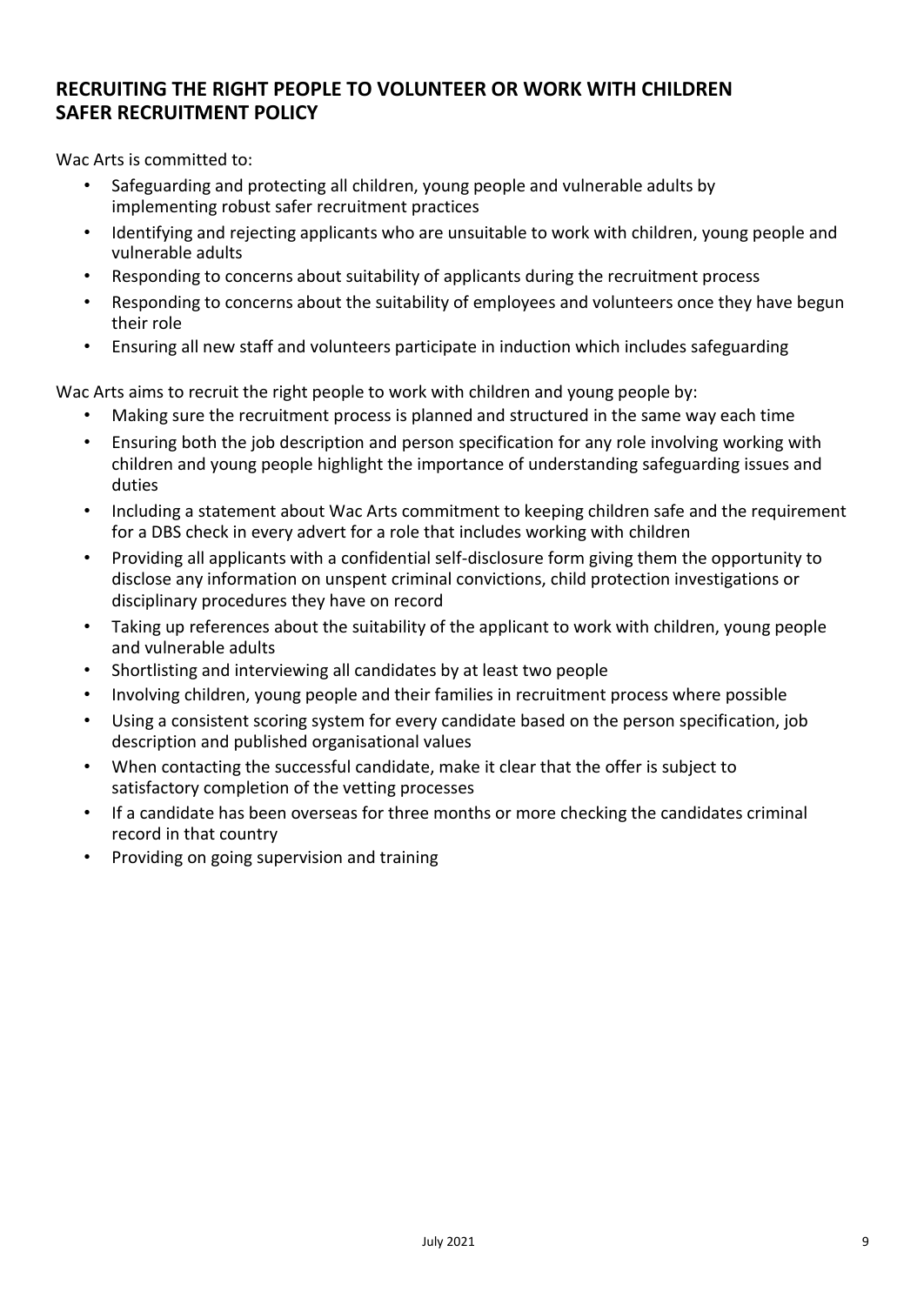## RECRUITING THE RIGHT PEOPLE TO VOLUNTEER OR WORK WITH CHILDREN SAFER RECRUITMENT POLICY

Wac Arts is committed to:

- Safeguarding and protecting all children, young people and vulnerable adults by implementing robust safer recruitment practices
- Identifying and rejecting applicants who are unsuitable to work with children, young people and vulnerable adults
- Responding to concerns about suitability of applicants during the recruitment process
- Responding to concerns about the suitability of employees and volunteers once they have begun their role
- Ensuring all new staff and volunteers participate in induction which includes safeguarding

Wac Arts aims to recruit the right people to work with children and young people by:

- Making sure the recruitment process is planned and structured in the same way each time
- Ensuring both the job description and person specification for any role involving working with children and young people highlight the importance of understanding safeguarding issues and duties
- Including a statement about Wac Arts commitment to keeping children safe and the requirement for a DBS check in every advert for a role that includes working with children
- Providing all applicants with a confidential self-disclosure form giving them the opportunity to disclose any information on unspent criminal convictions, child protection investigations or disciplinary procedures they have on record
- Taking up references about the suitability of the applicant to work with children, young people and vulnerable adults
- Shortlisting and interviewing all candidates by at least two people
- Involving children, young people and their families in recruitment process where possible
- Using a consistent scoring system for every candidate based on the person specification, job description and published organisational values
- When contacting the successful candidate, make it clear that the offer is subject to satisfactory completion of the vetting processes
- If a candidate has been overseas for three months or more checking the candidates criminal record in that country
- Providing on going supervision and training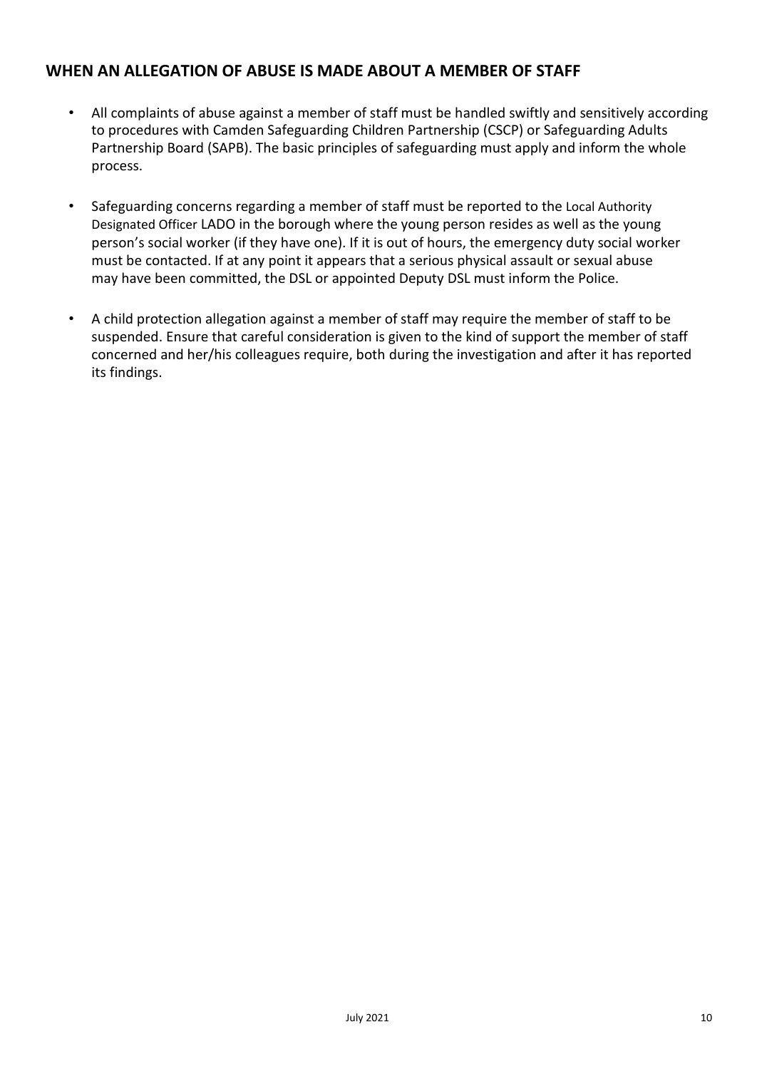## WHEN AN ALLEGATION OF ABUSE IS MADE ABOUT A MEMBER OF STAFF

- All complaints of abuse against a member of staff must be handled swiftly and sensitively according to procedures with Camden Safeguarding Children Partnership (CSCP) or Safeguarding Adults Partnership Board (SAPB). The basic principles of safeguarding must apply and inform the whole process.

- Safeguarding concerns regarding a member of staff must be reported to the Local Authority Designated Officer LADO in the borough where the young person resides as well as the young person's social worker (if they have one). If it is out of hours, the emergency duty social worker must be contacted. If at any point it appears that a serious physical assault or sexual abuse may have been committed, the DSL or appointed Deputy DSL must inform the Police.

- A child protection allegation against a member of staff may require the member of staff to be suspended. Ensure that careful consideration is given to the kind of support the member of staff concerned and her/his colleagues require, both during the investigation and after it has reported its findings.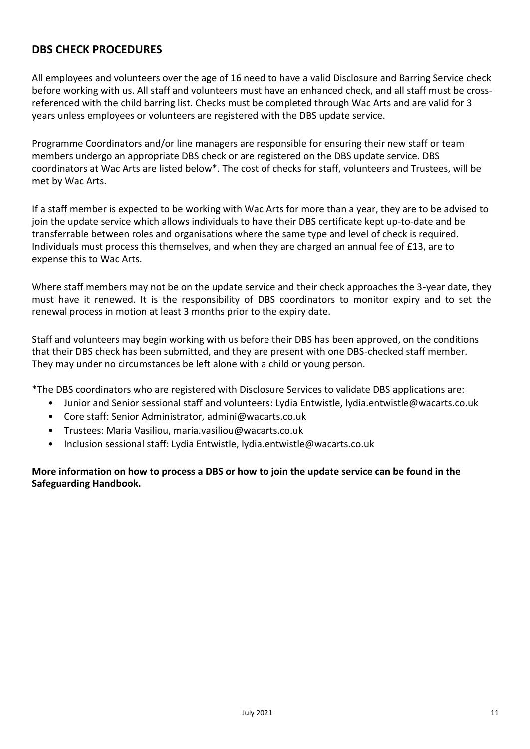## DBS CHECK PROCEDURES

All employees and volunteers over the age of 16 need to have a valid Disclosure and Barring Service check before working with us. All staff and volunteers must have an enhanced check, and all staff must be cross-referenced with the child barring list. Checks must be completed through Wac Arts and are valid for 3 years unless employees or volunteers are registered with the DBS update service.

Programme Coordinators and/or line managers are responsible for ensuring their new staff or team members undergo an appropriate DBS check or are registered on the DBS update service. DBS coordinators at Wac Arts are listed below*. The cost of checks for staff, volunteers and Trustees, will be met by Wac Arts.

If a staff member is expected to be working with Wac Arts for more than a year, they are to be advised to join the update service which allows individuals to have their DBS certificate kept up-to-date and be transferrable between roles and organisations where the same type and level of check is required. Individuals must process this themselves, and when they are charged an annual fee of £13, are to expense this to Wac Arts.

Where staff members may not be on the update service and their check approaches the 3-year date, they must have it renewed. It is the responsibility of DBS coordinators to monitor expiry and to set the renewal process in motion at least 3 months prior to the expiry date.

Staff and volunteers may begin working with us before their DBS has been approved, on the conditions that their DBS check has been submitted, and they are present with one DBS-checked staff member. They may under no circumstances be left alone with a child or young person.

*The DBS coordinators who are registered with Disclosure Services to validate DBS applications are:

- Junior and Senior sessional staff and volunteers: Lydia Entwistle, lydia.entwistle@wacarts.co.uk
- Core staff: Senior Administrator, admini@wacarts.co.uk
- Trustees: Maria Vasiliou, maria.vasiliou@wacarts.co.uk
- Inclusion sessional staff: Lydia Entwistle, lydia.entwistle@wacarts.co.uk

**More information on how to process a DBS or how to join the update service can be found in the Safeguarding Handbook.**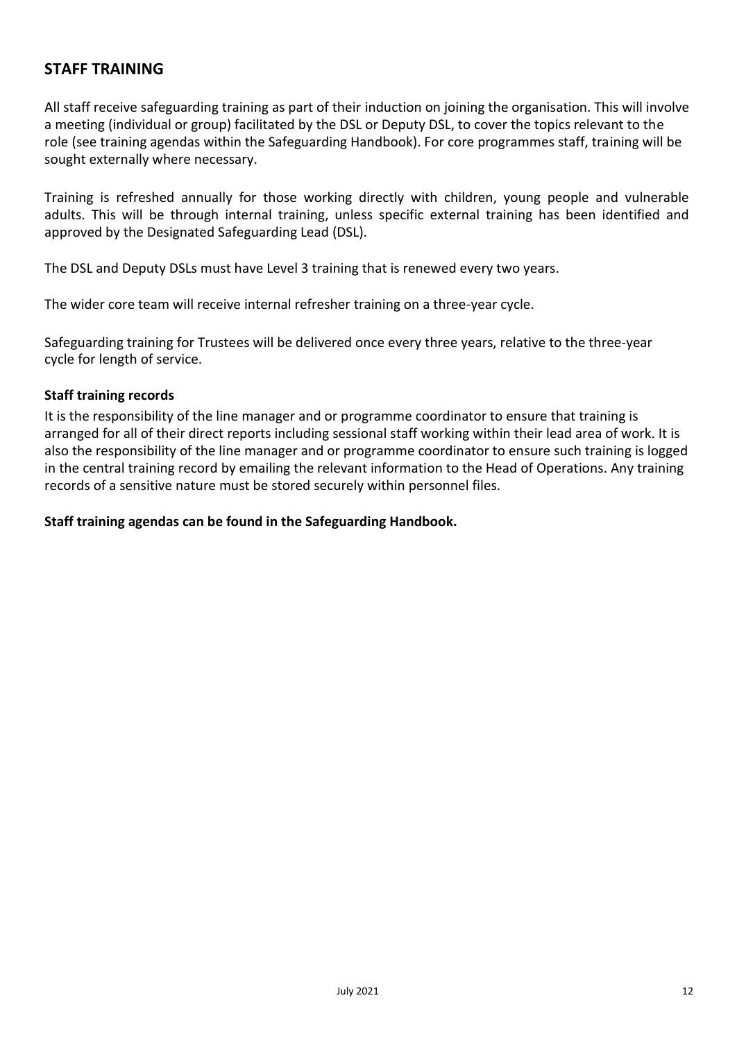## STAFF TRAINING

All staff receive safeguarding training as part of their induction on joining the organisation. This will involve a meeting (individual or group) facilitated by the DSL or Deputy DSL, to cover the topics relevant to the role (see training agendas within the Safeguarding Handbook). For core programmes staff, training will be sought externally where necessary.

Training is refreshed annually for those working directly with children, young people and vulnerable adults. This will be through internal training, unless specific external training has been identified and approved by the Designated Safeguarding Lead (DSL).

The DSL and Deputy DSLs must have Level 3 training that is renewed every two years.

The wider core team will receive internal refresher training on a three-year cycle.

Safeguarding training for Trustees will be delivered once every three years, relative to the three-year cycle for length of service.

### Staff training records

It is the responsibility of the line manager and or programme coordinator to ensure that training is arranged for all of their direct reports including sessional staff working within their lead area of work. It is also the responsibility of the line manager and or programme coordinator to ensure such training is logged in the central training record by emailing the relevant information to the Head of Operations. Any training records of a sensitive nature must be stored securely within personnel files.

**Staff training agendas can be found in the Safeguarding Handbook.**